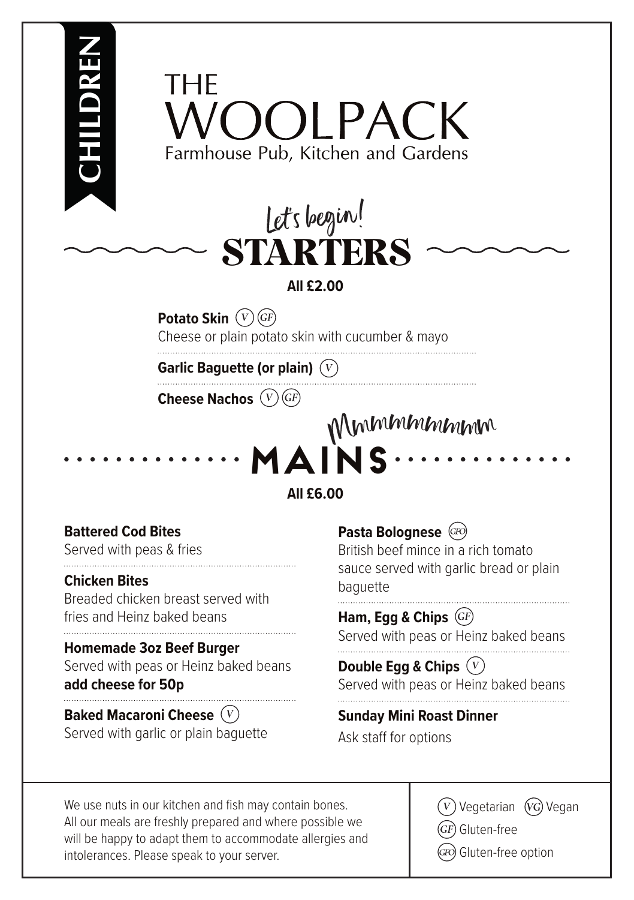CHILDREN

# THE WOOLPACK

Farmhouse Pub, Kitchen and Gardens

Let's begin!

## STARTERS

**All £2.00**

**Potato Skin** (V) (GF)
Cheese or plain potato skin with cucumber & mayo

**Garlic Baguette (or plain)** (V)

**Cheese Nachos** (V) (GF)

Mmmmmmmmm

## MAINS

**All £6.00**

**Battered Cod Bites**
Served with peas & fries

**Chicken Bites**
Breaded chicken breast served with fries and Heinz baked beans

**Homemade 3oz Beef Burger**
Served with peas or Heinz baked beans
**add cheese for 50p**

**Baked Macaroni Cheese** (V)
Served with garlic or plain baguette

**Pasta Bolognese** (GFO)
British beef mince in a rich tomato sauce served with garlic bread or plain baguette

**Ham, Egg & Chips** (GF)
Served with peas or Heinz baked beans

**Double Egg & Chips** (V)
Served with peas or Heinz baked beans

**Sunday Mini Roast Dinner**
Ask staff for options

We use nuts in our kitchen and fish may contain bones. All our meals are freshly prepared and where possible we will be happy to adapt them to accommodate allergies and intolerances. Please speak to your server.

(V) Vegetarian (VG) Vegan
(GF) Gluten-free
(GFO) Gluten-free option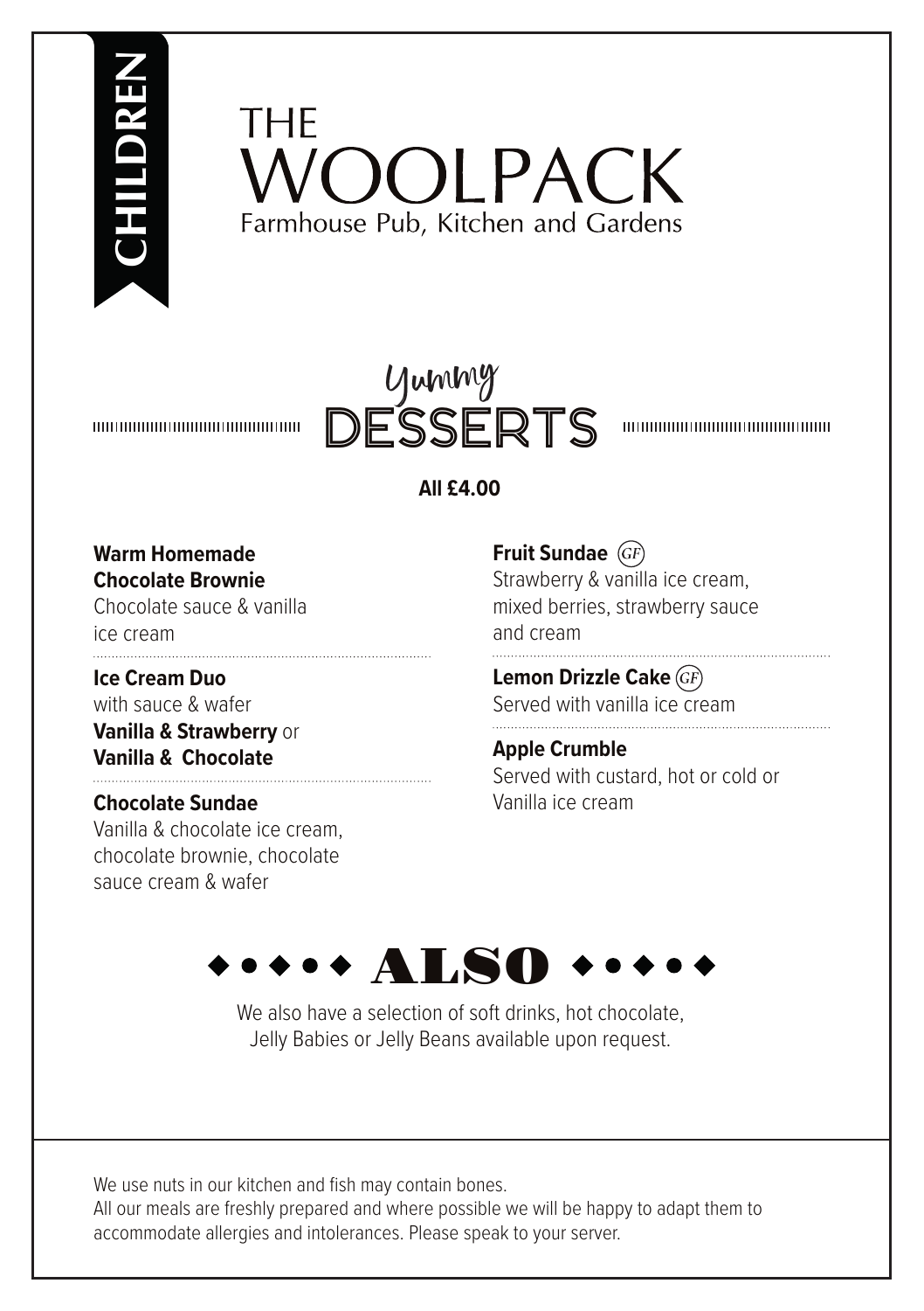CHILDREN

# THE WOOLPACK

Farmhouse Pub, Kitchen and Gardens

## Yummy DESSERTS

**All £4.00**

**Warm Homemade Chocolate Brownie**
Chocolate sauce & vanilla ice cream

**Ice Cream Duo**
with sauce & wafer
**Vanilla & Strawberry** or
**Vanilla & Chocolate**

**Chocolate Sundae**
Vanilla & chocolate ice cream, chocolate brownie, chocolate sauce cream & wafer

**Fruit Sundae** (GF)
Strawberry & vanilla ice cream, mixed berries, strawberry sauce and cream

**Lemon Drizzle Cake** (GF)
Served with vanilla ice cream

**Apple Crumble**
Served with custard, hot or cold or Vanilla ice cream

## ALSO

We also have a selection of soft drinks, hot chocolate, Jelly Babies or Jelly Beans available upon request.

We use nuts in our kitchen and fish may contain bones.
All our meals are freshly prepared and where possible we will be happy to adapt them to accommodate allergies and intolerances. Please speak to your server.